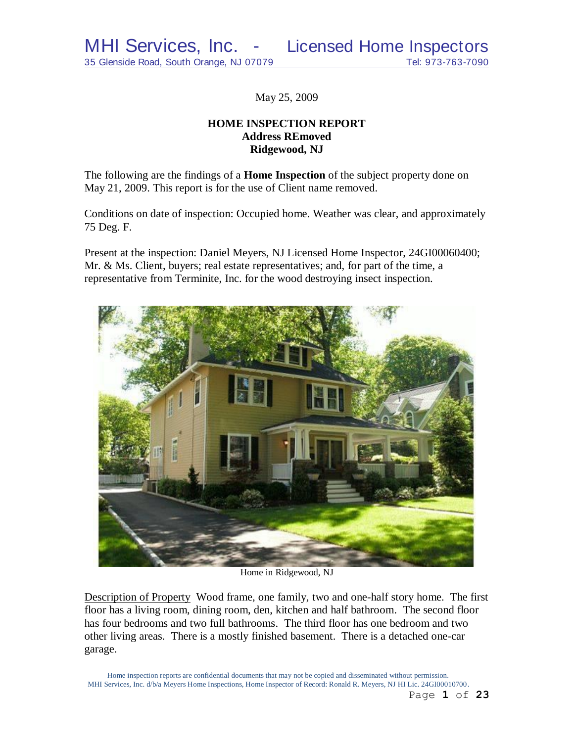May 25, 2009

**HOME INSPECTION REPORT**
**Address REmoved**
**Ridgewood, NJ**

The following are the findings of a **Home Inspection** of the subject property done on May 21, 2009. This report is for the use of Client name removed.

Conditions on date of inspection: Occupied home. Weather was clear, and approximately 75 Deg. F.

Present at the inspection: Daniel Meyers, NJ Licensed Home Inspector, 24GI00060400; Mr. & Ms. Client, buyers; real estate representatives; and, for part of the time, a representative from Terminite, Inc. for the wood destroying insect inspection.

Home in Ridgewood, NJ

Description of Property  Wood frame, one family, two and one-half story home. The first floor has a living room, dining room, den, kitchen and half bathroom. The second floor has four bedrooms and two full bathrooms. The third floor has one bedroom and two other living areas. There is a mostly finished basement. There is a detached one-car garage.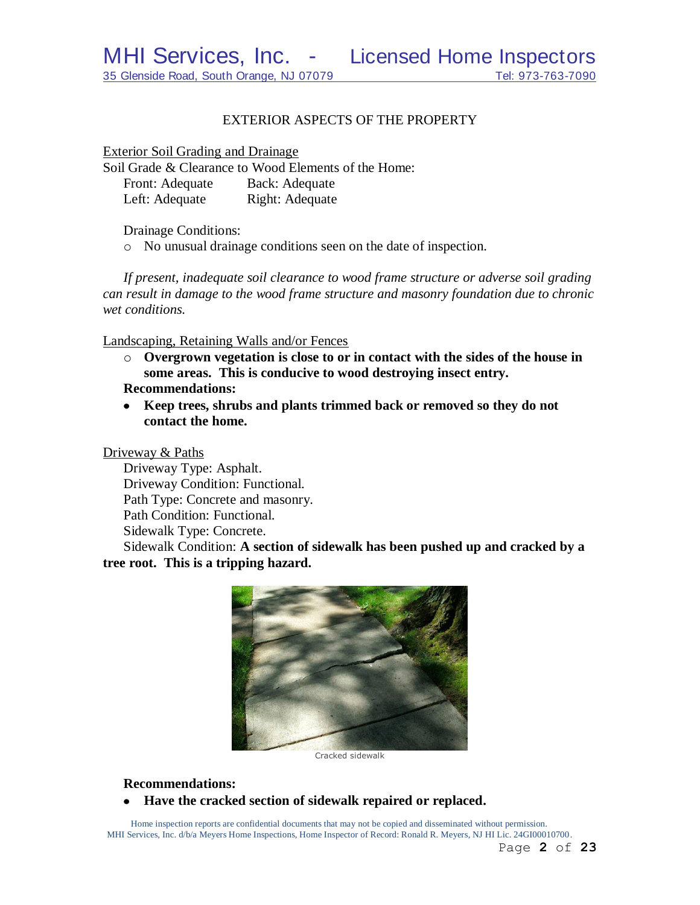## EXTERIOR ASPECTS OF THE PROPERTY

Exterior Soil Grading and Drainage

Soil Grade & Clearance to Wood Elements of the Home:

Front: Adequate    Back: Adequate
Left: Adequate    Right: Adequate

Drainage Conditions:

- No unusual drainage conditions seen on the date of inspection.

*If present, inadequate soil clearance to wood frame structure or adverse soil grading can result in damage to the wood frame structure and masonry foundation due to chronic wet conditions.*

Landscaping, Retaining Walls and/or Fences

- **Overgrown vegetation is close to or in contact with the sides of the house in some areas. This is conducive to wood destroying insect entry.**

**Recommendations:**

- **Keep trees, shrubs and plants trimmed back or removed so they do not contact the home.**

Driveway & Paths

Driveway Type: Asphalt.
Driveway Condition: Functional.
Path Type: Concrete and masonry.
Path Condition: Functional.
Sidewalk Type: Concrete.
Sidewalk Condition: **A section of sidewalk has been pushed up and cracked by a tree root. This is a tripping hazard.**

Cracked sidewalk

**Recommendations:**

- **Have the cracked section of sidewalk repaired or replaced.**

Home inspection reports are confidential documents that may not be copied and disseminated without permission.
MHI Services, Inc. d/b/a Meyers Home Inspections, Home Inspector of Record: Ronald R. Meyers, NJ HI Lic. 24GI00010700.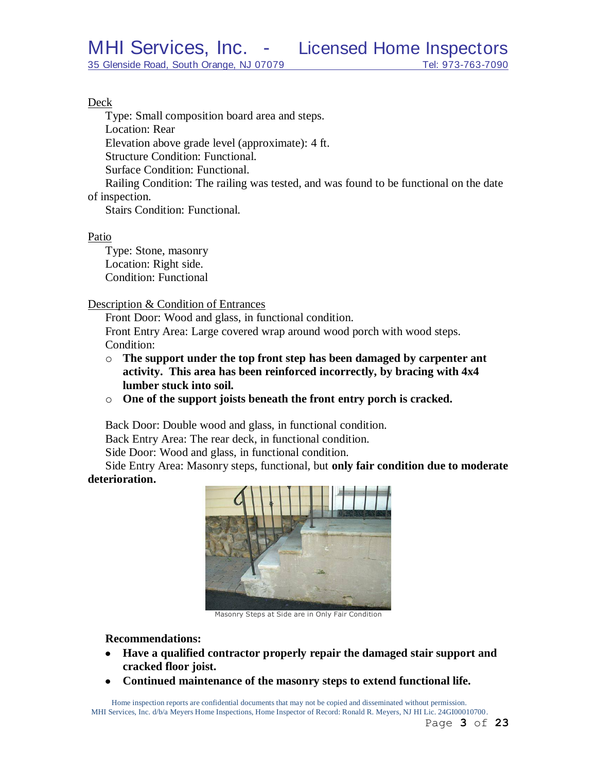Deck

Type: Small composition board area and steps.
Location: Rear
Elevation above grade level (approximate): 4 ft.
Structure Condition: Functional.
Surface Condition: Functional.
Railing Condition: The railing was tested, and was found to be functional on the date of inspection.
Stairs Condition: Functional.

Patio

Type: Stone, masonry
Location: Right side.
Condition: Functional

Description & Condition of Entrances

Front Door: Wood and glass, in functional condition.
Front Entry Area: Large covered wrap around wood porch with wood steps.
Condition:

- **The support under the top front step has been damaged by carpenter ant activity. This area has been reinforced incorrectly, by bracing with 4x4 lumber stuck into soil.**
- **One of the support joists beneath the front entry porch is cracked.**

Back Door: Double wood and glass, in functional condition.
Back Entry Area: The rear deck, in functional condition.
Side Door: Wood and glass, in functional condition.
Side Entry Area: Masonry steps, functional, but **only fair condition due to moderate deterioration.**

Masonry Steps at Side are in Only Fair Condition

**Recommendations:**

- **Have a qualified contractor properly repair the damaged stair support and cracked floor joist.**
- **Continued maintenance of the masonry steps to extend functional life.**

Home inspection reports are confidential documents that may not be copied and disseminated without permission.
MHI Services, Inc. d/b/a Meyers Home Inspections, Home Inspector of Record: Ronald R. Meyers, NJ HI Lic. 24GI00010700.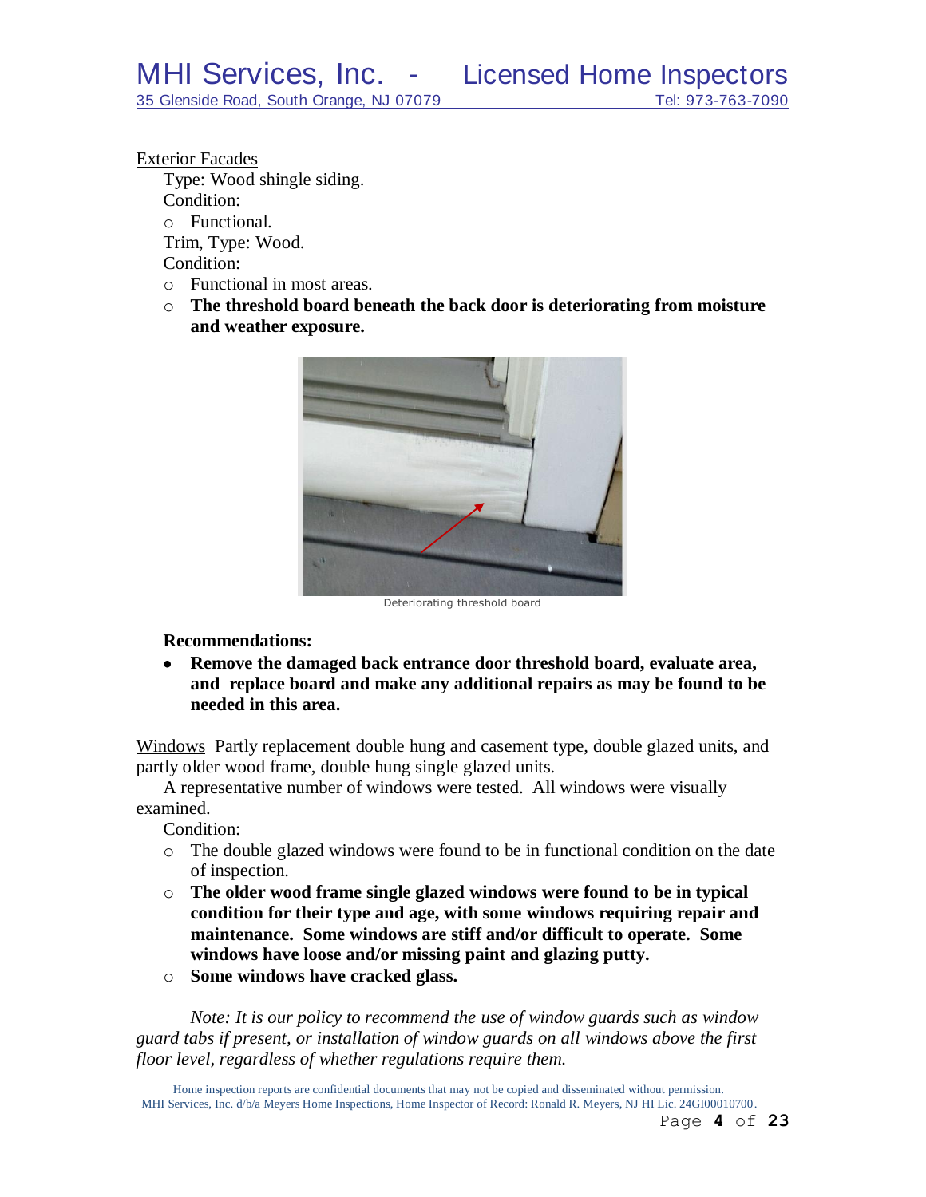Exterior Facades

Type: Wood shingle siding.

Condition:

- Functional.

Trim, Type: Wood.

Condition:

- Functional in most areas.
- **The threshold board beneath the back door is deteriorating from moisture and weather exposure.**

Deteriorating threshold board

**Recommendations:**

- **Remove the damaged back entrance door threshold board, evaluate area, and replace board and make any additional repairs as may be found to be needed in this area.**

Windows Partly replacement double hung and casement type, double glazed units, and partly older wood frame, double hung single glazed units.

A representative number of windows were tested. All windows were visually examined.

Condition:

- The double glazed windows were found to be in functional condition on the date of inspection.
- **The older wood frame single glazed windows were found to be in typical condition for their type and age, with some windows requiring repair and maintenance. Some windows are stiff and/or difficult to operate. Some windows have loose and/or missing paint and glazing putty.**
- **Some windows have cracked glass.**

*Note: It is our policy to recommend the use of window guards such as window guard tabs if present, or installation of window guards on all windows above the first floor level, regardless of whether regulations require them.*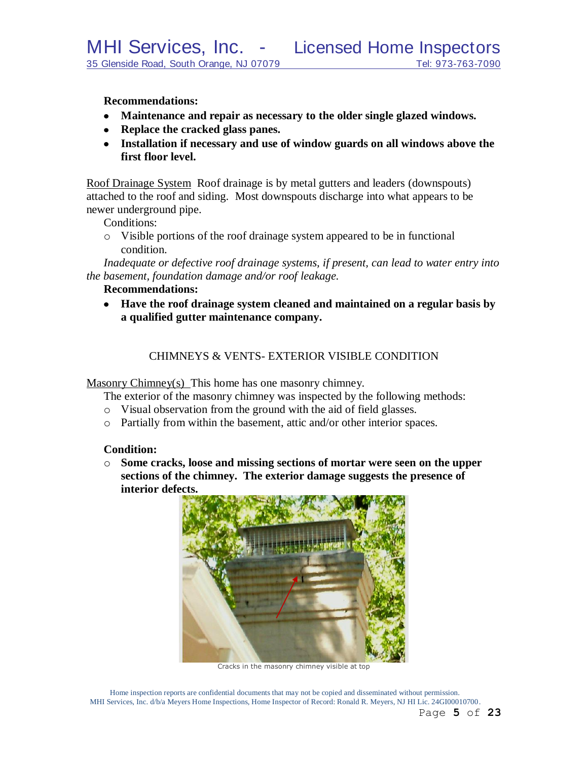**Recommendations:**

- **Maintenance and repair as necessary to the older single glazed windows.**
- **Replace the cracked glass panes.**
- **Installation if necessary and use of window guards on all windows above the first floor level.**

Roof Drainage System  Roof drainage is by metal gutters and leaders (downspouts) attached to the roof and siding.  Most downspouts discharge into what appears to be newer underground pipe.

Conditions:

- Visible portions of the roof drainage system appeared to be in functional condition.

*Inadequate or defective roof drainage systems, if present, can lead to water entry into the basement, foundation damage and/or roof leakage.*

**Recommendations:**

- **Have the roof drainage system cleaned and maintained on a regular basis by a qualified gutter maintenance company.**

## CHIMNEYS & VENTS- EXTERIOR VISIBLE CONDITION

Masonry Chimney(s)  This home has one masonry chimney.

The exterior of the masonry chimney was inspected by the following methods:

- Visual observation from the ground with the aid of field glasses.
- Partially from within the basement, attic and/or other interior spaces.

**Condition:**

- **Some cracks, loose and missing sections of mortar were seen on the upper sections of the chimney.  The exterior damage suggests the presence of interior defects.**

Cracks in the masonry chimney visible at top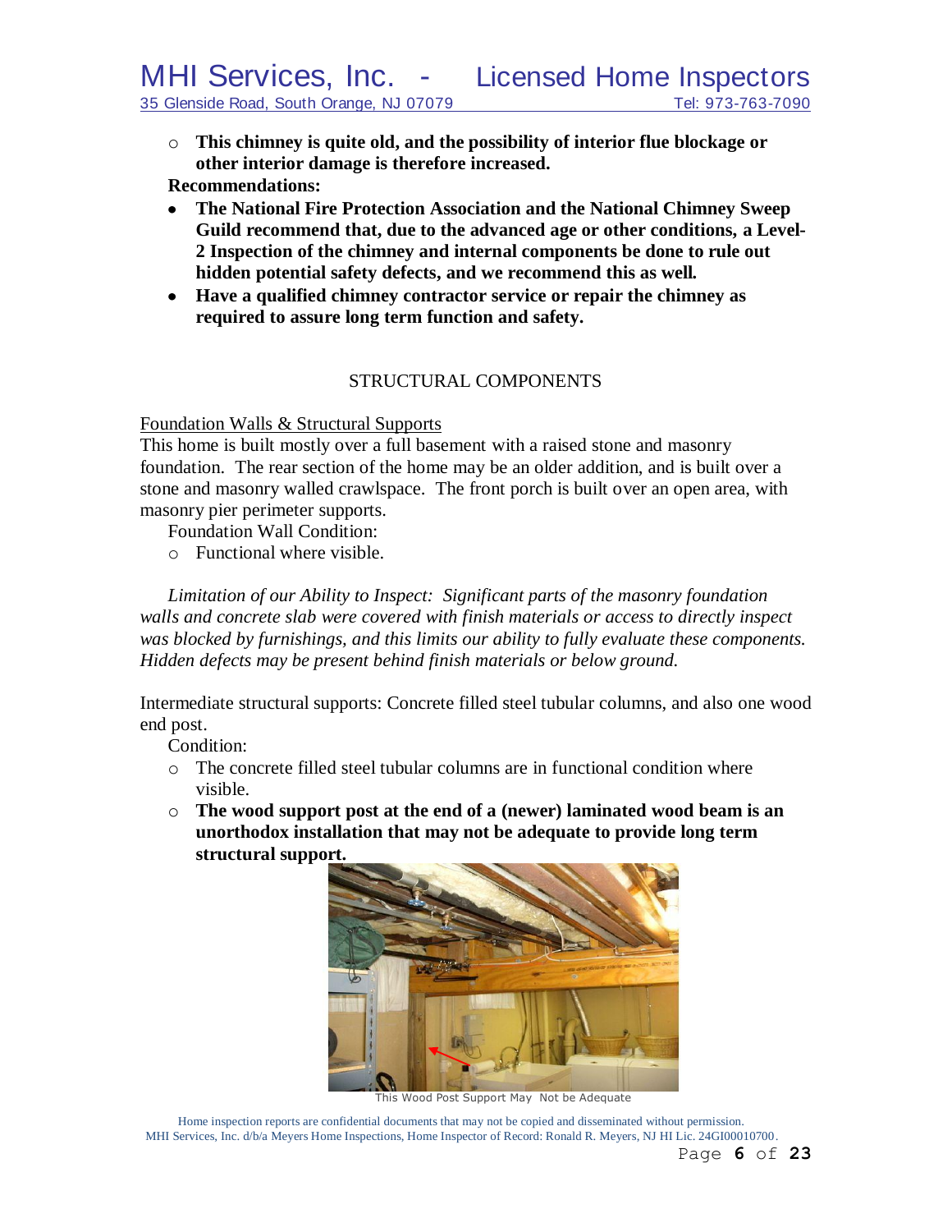- **This chimney is quite old, and the possibility of interior flue blockage or other interior damage is therefore increased.**

**Recommendations:**

- **The National Fire Protection Association and the National Chimney Sweep Guild recommend that, due to the advanced age or other conditions, a Level-2 Inspection of the chimney and internal components be done to rule out hidden potential safety defects, and we recommend this as well.**
- **Have a qualified chimney contractor service or repair the chimney as required to assure long term function and safety.**

## STRUCTURAL COMPONENTS

Foundation Walls & Structural Supports

This home is built mostly over a full basement with a raised stone and masonry foundation. The rear section of the home may be an older addition, and is built over a stone and masonry walled crawlspace. The front porch is built over an open area, with masonry pier perimeter supports.

Foundation Wall Condition:

- Functional where visible.

*Limitation of our Ability to Inspect: Significant parts of the masonry foundation walls and concrete slab were covered with finish materials or access to directly inspect was blocked by furnishings, and this limits our ability to fully evaluate these components. Hidden defects may be present behind finish materials or below ground.*

Intermediate structural supports: Concrete filled steel tubular columns, and also one wood end post.

Condition:

- The concrete filled steel tubular columns are in functional condition where visible.
- **The wood support post at the end of a (newer) laminated wood beam is an unorthodox installation that may not be adequate to provide long term structural support.**

This Wood Post Support May Not be Adequate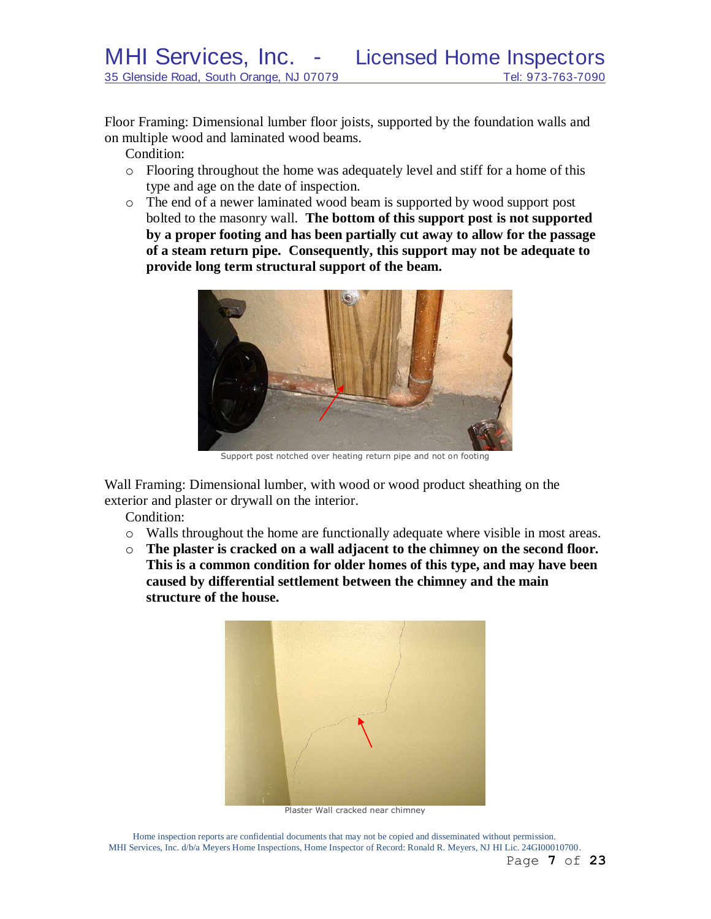Floor Framing: Dimensional lumber floor joists, supported by the foundation walls and on multiple wood and laminated wood beams.

Condition:

- Flooring throughout the home was adequately level and stiff for a home of this type and age on the date of inspection.
- The end of a newer laminated wood beam is supported by wood support post bolted to the masonry wall. **The bottom of this support post is not supported by a proper footing and has been partially cut away to allow for the passage of a steam return pipe. Consequently, this support may not be adequate to provide long term structural support of the beam.**

Support post notched over heating return pipe and not on footing

Wall Framing: Dimensional lumber, with wood or wood product sheathing on the exterior and plaster or drywall on the interior.

Condition:

- Walls throughout the home are functionally adequate where visible in most areas.
- **The plaster is cracked on a wall adjacent to the chimney on the second floor. This is a common condition for older homes of this type, and may have been caused by differential settlement between the chimney and the main structure of the house.**

Plaster Wall cracked near chimney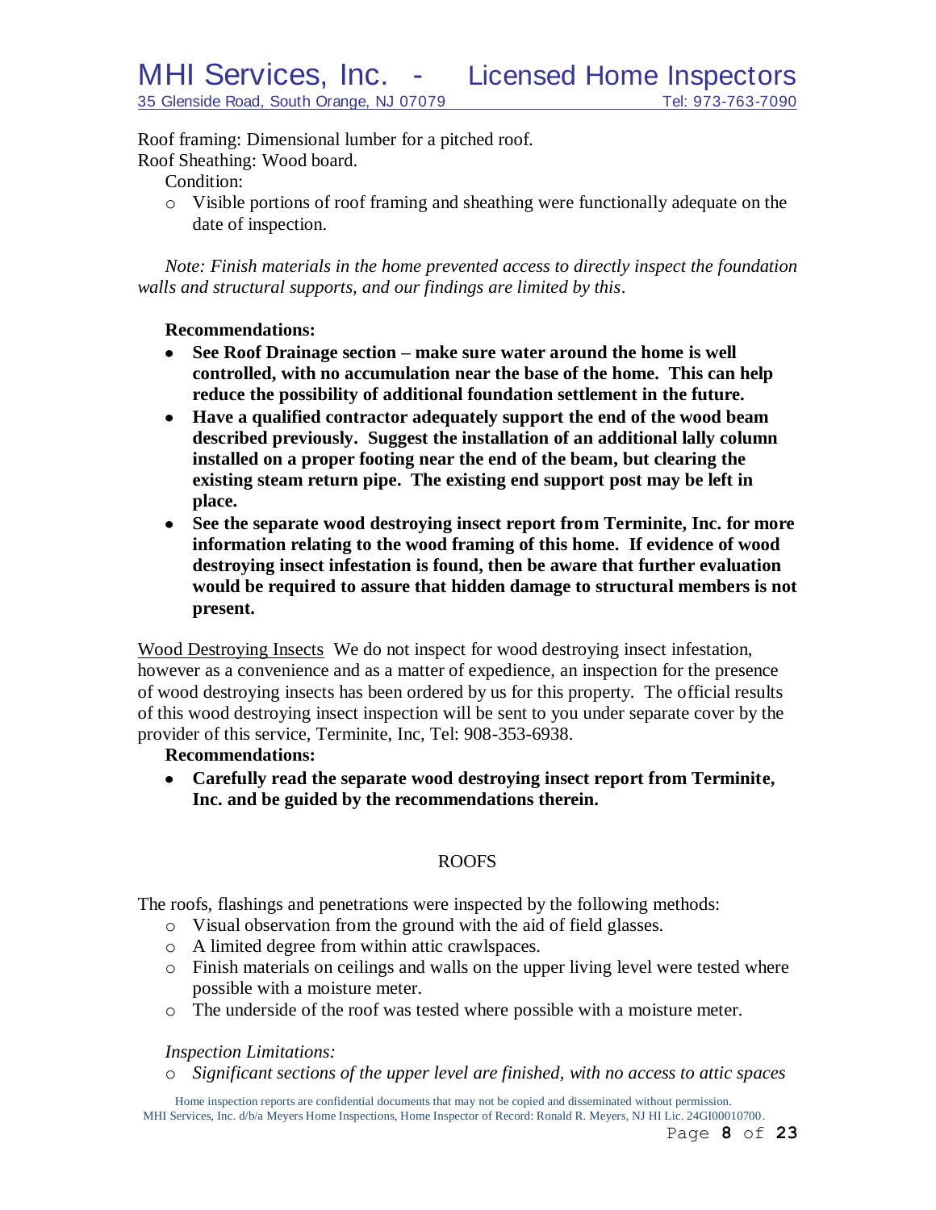Roof framing: Dimensional lumber for a pitched roof.
Roof Sheathing: Wood board.

Condition:

- Visible portions of roof framing and sheathing were functionally adequate on the date of inspection.

*Note: Finish materials in the home prevented access to directly inspect the foundation walls and structural supports, and our findings are limited by this.*

**Recommendations:**

- **See Roof Drainage section – make sure water around the home is well controlled, with no accumulation near the base of the home. This can help reduce the possibility of additional foundation settlement in the future.**
- **Have a qualified contractor adequately support the end of the wood beam described previously. Suggest the installation of an additional lally column installed on a proper footing near the end of the beam, but clearing the existing steam return pipe. The existing end support post may be left in place.**
- **See the separate wood destroying insect report from Terminite, Inc. for more information relating to the wood framing of this home. If evidence of wood destroying insect infestation is found, then be aware that further evaluation would be required to assure that hidden damage to structural members is not present.**

Wood Destroying Insects We do not inspect for wood destroying insect infestation, however as a convenience and as a matter of expedience, an inspection for the presence of wood destroying insects has been ordered by us for this property. The official results of this wood destroying insect inspection will be sent to you under separate cover by the provider of this service, Terminite, Inc, Tel: 908-353-6938.

**Recommendations:**

- **Carefully read the separate wood destroying insect report from Terminite, Inc. and be guided by the recommendations therein.**

## ROOFS

The roofs, flashings and penetrations were inspected by the following methods:

- Visual observation from the ground with the aid of field glasses.
- A limited degree from within attic crawlspaces.
- Finish materials on ceilings and walls on the upper living level were tested where possible with a moisture meter.
- The underside of the roof was tested where possible with a moisture meter.

*Inspection Limitations:*

- *Significant sections of the upper level are finished, with no access to attic spaces*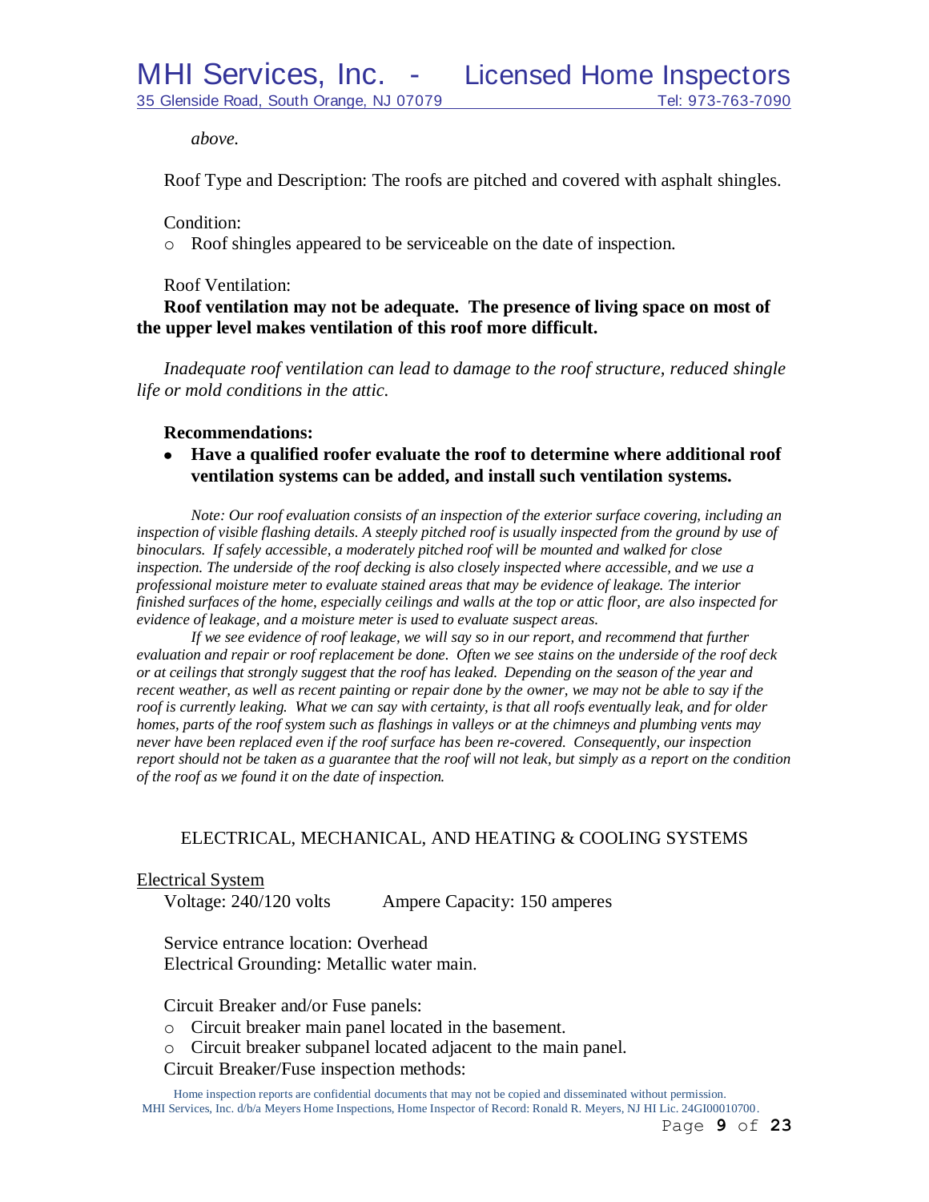*above.*

Roof Type and Description: The roofs are pitched and covered with asphalt shingles.

Condition:

- Roof shingles appeared to be serviceable on the date of inspection.

Roof Ventilation:

**Roof ventilation may not be adequate. The presence of living space on most of the upper level makes ventilation of this roof more difficult.**

*Inadequate roof ventilation can lead to damage to the roof structure, reduced shingle life or mold conditions in the attic.*

**Recommendations:**

- **Have a qualified roofer evaluate the roof to determine where additional roof ventilation systems can be added, and install such ventilation systems.**

*Note: Our roof evaluation consists of an inspection of the exterior surface covering, including an inspection of visible flashing details. A steeply pitched roof is usually inspected from the ground by use of binoculars. If safely accessible, a moderately pitched roof will be mounted and walked for close inspection. The underside of the roof decking is also closely inspected where accessible, and we use a professional moisture meter to evaluate stained areas that may be evidence of leakage. The interior finished surfaces of the home, especially ceilings and walls at the top or attic floor, are also inspected for evidence of leakage, and a moisture meter is used to evaluate suspect areas.*

*If we see evidence of roof leakage, we will say so in our report, and recommend that further evaluation and repair or roof replacement be done. Often we see stains on the underside of the roof deck or at ceilings that strongly suggest that the roof has leaked. Depending on the season of the year and recent weather, as well as recent painting or repair done by the owner, we may not be able to say if the roof is currently leaking. What we can say with certainty, is that all roofs eventually leak, and for older homes, parts of the roof system such as flashings in valleys or at the chimneys and plumbing vents may never have been replaced even if the roof surface has been re-covered. Consequently, our inspection report should not be taken as a guarantee that the roof will not leak, but simply as a report on the condition of the roof as we found it on the date of inspection.*

## ELECTRICAL, MECHANICAL, AND HEATING & COOLING SYSTEMS

### Electrical System

Voltage: 240/120 volts    Ampere Capacity: 150 amperes

Service entrance location: Overhead
Electrical Grounding: Metallic water main.

Circuit Breaker and/or Fuse panels:

- Circuit breaker main panel located in the basement.
- Circuit breaker subpanel located adjacent to the main panel.

Circuit Breaker/Fuse inspection methods: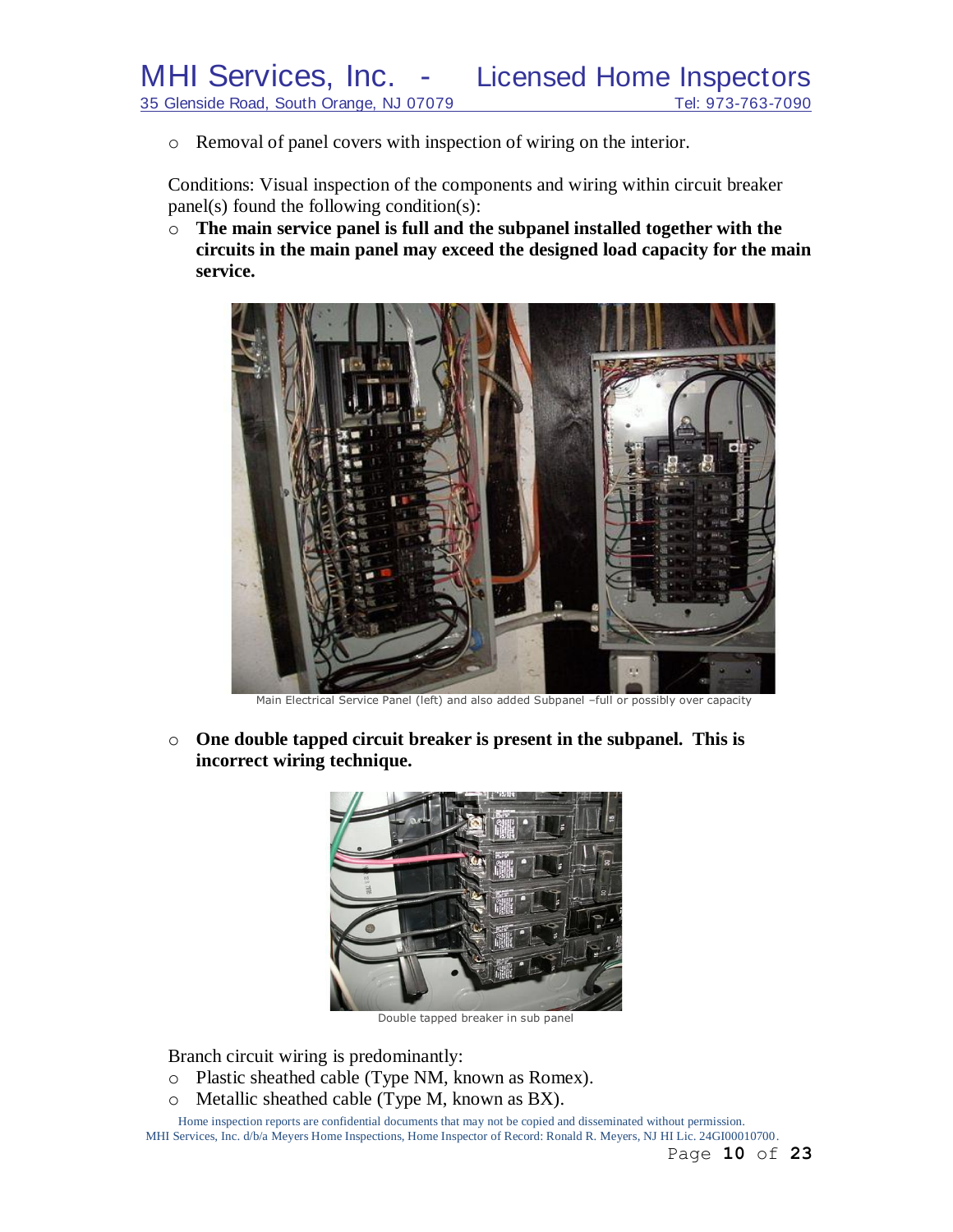- Removal of panel covers with inspection of wiring on the interior.

Conditions: Visual inspection of the components and wiring within circuit breaker panel(s) found the following condition(s):

- **The main service panel is full and the subpanel installed together with the circuits in the main panel may exceed the designed load capacity for the main service.**

Main Electrical Service Panel (left) and also added Subpanel –full or possibly over capacity

- **One double tapped circuit breaker is present in the subpanel. This is incorrect wiring technique.**

Double tapped breaker in sub panel

Branch circuit wiring is predominantly:

- Plastic sheathed cable (Type NM, known as Romex).
- Metallic sheathed cable (Type M, known as BX).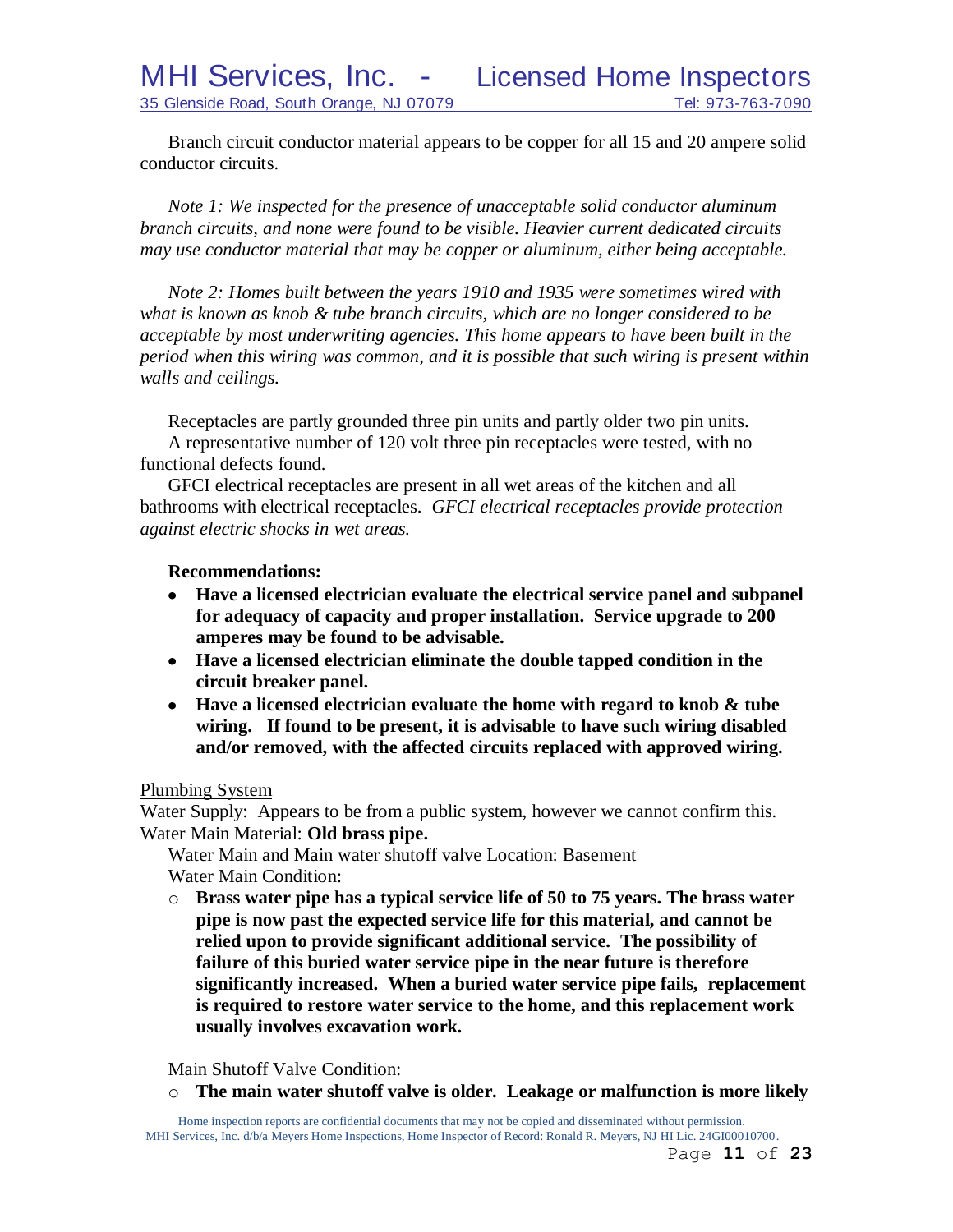Branch circuit conductor material appears to be copper for all 15 and 20 ampere solid conductor circuits.

*Note 1: We inspected for the presence of unacceptable solid conductor aluminum branch circuits, and none were found to be visible. Heavier current dedicated circuits may use conductor material that may be copper or aluminum, either being acceptable.*

*Note 2: Homes built between the years 1910 and 1935 were sometimes wired with what is known as knob & tube branch circuits, which are no longer considered to be acceptable by most underwriting agencies. This home appears to have been built in the period when this wiring was common, and it is possible that such wiring is present within walls and ceilings.*

Receptacles are partly grounded three pin units and partly older two pin units.
A representative number of 120 volt three pin receptacles were tested, with no functional defects found.
GFCI electrical receptacles are present in all wet areas of the kitchen and all bathrooms with electrical receptacles. *GFCI electrical receptacles provide protection against electric shocks in wet areas.*

**Recommendations:**

- **Have a licensed electrician evaluate the electrical service panel and subpanel for adequacy of capacity and proper installation. Service upgrade to 200 amperes may be found to be advisable.**
- **Have a licensed electrician eliminate the double tapped condition in the circuit breaker panel.**
- **Have a licensed electrician evaluate the home with regard to knob & tube wiring. If found to be present, it is advisable to have such wiring disabled and/or removed, with the affected circuits replaced with approved wiring.**

Plumbing System
Water Supply: Appears to be from a public system, however we cannot confirm this.
Water Main Material: **Old brass pipe.**
Water Main and Main water shutoff valve Location: Basement
Water Main Condition:

- **Brass water pipe has a typical service life of 50 to 75 years. The brass water pipe is now past the expected service life for this material, and cannot be relied upon to provide significant additional service. The possibility of failure of this buried water service pipe in the near future is therefore significantly increased. When a buried water service pipe fails, replacement is required to restore water service to the home, and this replacement work usually involves excavation work.**

Main Shutoff Valve Condition:

- **The main water shutoff valve is older. Leakage or malfunction is more likely**

Home inspection reports are confidential documents that may not be copied and disseminated without permission.
MHI Services, Inc. d/b/a Meyers Home Inspections, Home Inspector of Record: Ronald R. Meyers, NJ HI Lic. 24GI00010700.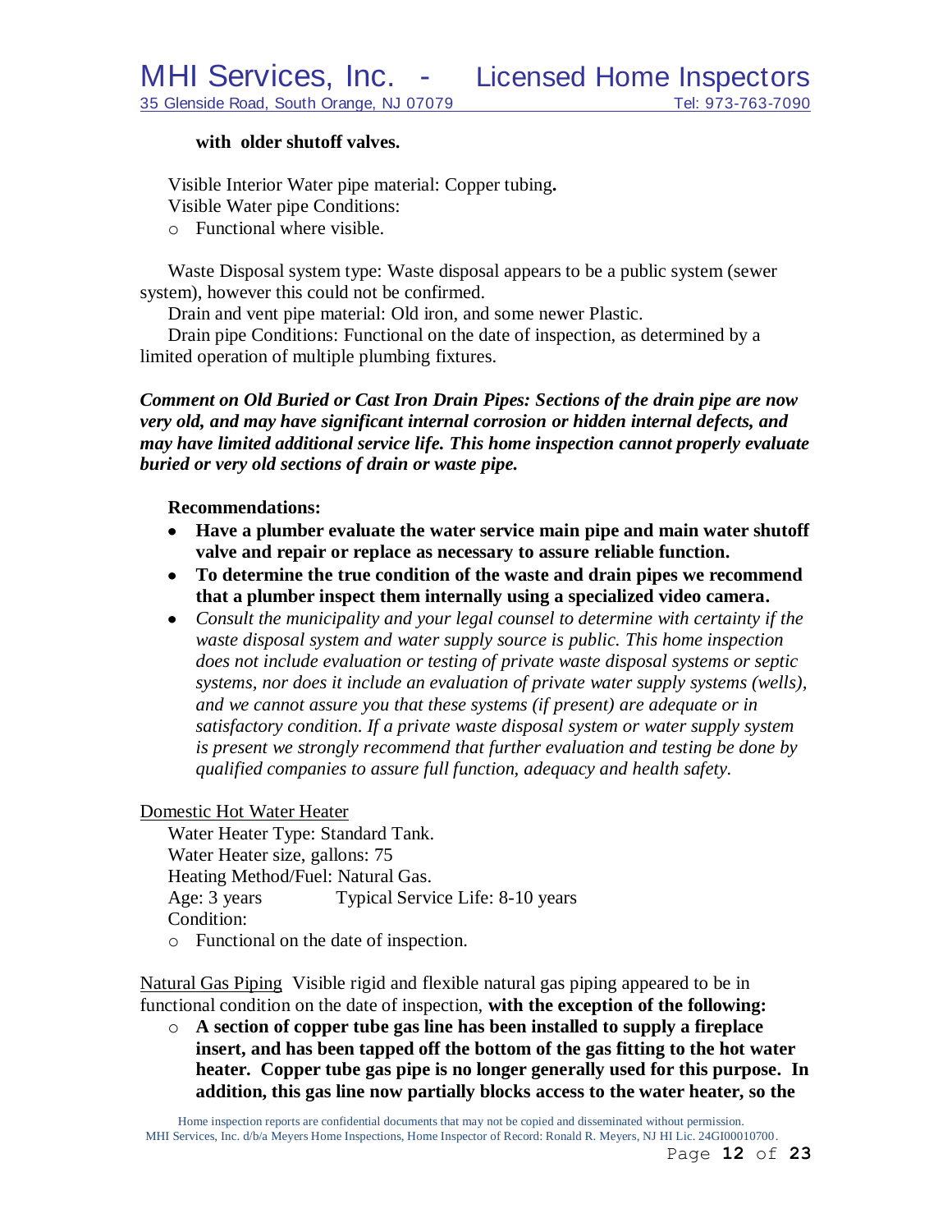**with older shutoff valves.**

Visible Interior Water pipe material: Copper tubing**.**
Visible Water pipe Conditions:

- Functional where visible.

Waste Disposal system type: Waste disposal appears to be a public system (sewer system), however this could not be confirmed.
Drain and vent pipe material: Old iron, and some newer Plastic.
Drain pipe Conditions: Functional on the date of inspection, as determined by a limited operation of multiple plumbing fixtures.

***Comment on Old Buried or Cast Iron Drain Pipes: Sections of the drain pipe are now very old, and may have significant internal corrosion or hidden internal defects, and may have limited additional service life. This home inspection cannot properly evaluate buried or very old sections of drain or waste pipe.***

**Recommendations:**

- **Have a plumber evaluate the water service main pipe and main water shutoff valve and repair or replace as necessary to assure reliable function.**
- **To determine the true condition of the waste and drain pipes we recommend that a plumber inspect them internally using a specialized video camera.**
- *Consult the municipality and your legal counsel to determine with certainty if the waste disposal system and water supply source is public. This home inspection does not include evaluation or testing of private waste disposal systems or septic systems, nor does it include an evaluation of private water supply systems (wells), and we cannot assure you that these systems (if present) are adequate or in satisfactory condition. If a private waste disposal system or water supply system is present we strongly recommend that further evaluation and testing be done by qualified companies to assure full function, adequacy and health safety.*

Domestic Hot Water Heater

Water Heater Type: Standard Tank.
Water Heater size, gallons: 75
Heating Method/Fuel: Natural Gas.
Age: 3 years Typical Service Life: 8-10 years
Condition:

- Functional on the date of inspection.

Natural Gas Piping Visible rigid and flexible natural gas piping appeared to be in functional condition on the date of inspection, **with the exception of the following:**

- **A section of copper tube gas line has been installed to supply a fireplace insert, and has been tapped off the bottom of the gas fitting to the hot water heater. Copper tube gas pipe is no longer generally used for this purpose. In addition, this gas line now partially blocks access to the water heater, so the**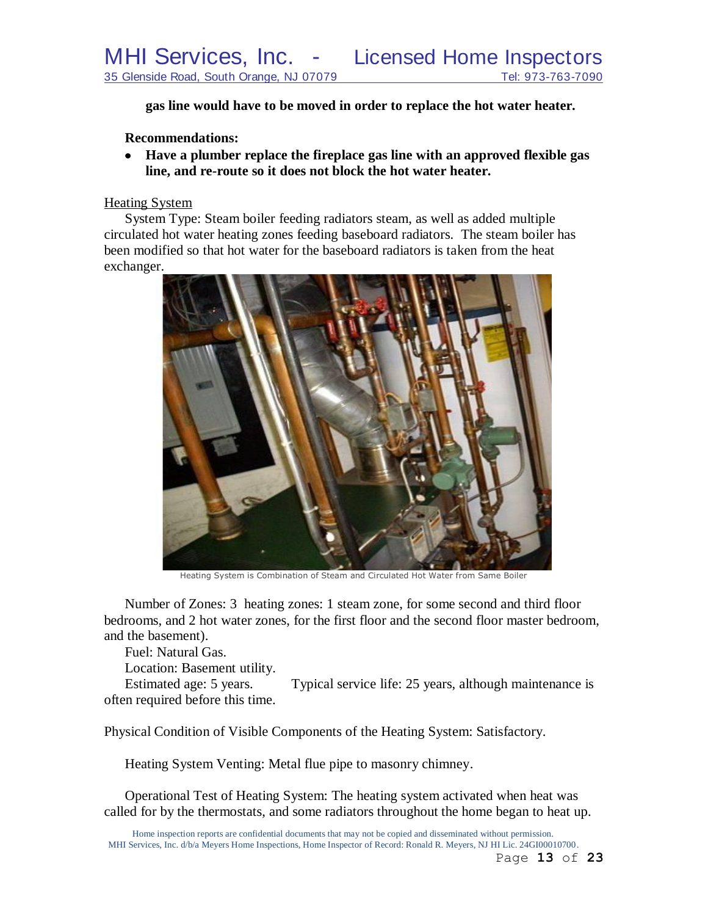**gas line would have to be moved in order to replace the hot water heater.**

**Recommendations:**

- **Have a plumber replace the fireplace gas line with an approved flexible gas line, and re-route so it does not block the hot water heater.**

Heating System

System Type: Steam boiler feeding radiators steam, as well as added multiple circulated hot water heating zones feeding baseboard radiators. The steam boiler has been modified so that hot water for the baseboard radiators is taken from the heat exchanger.

Heating System is Combination of Steam and Circulated Hot Water from Same Boiler

Number of Zones: 3 heating zones: 1 steam zone, for some second and third floor bedrooms, and 2 hot water zones, for the first floor and the second floor master bedroom, and the basement).

Fuel: Natural Gas.

Location: Basement utility.

Estimated age: 5 years. Typical service life: 25 years, although maintenance is often required before this time.

Physical Condition of Visible Components of the Heating System: Satisfactory.

Heating System Venting: Metal flue pipe to masonry chimney.

Operational Test of Heating System: The heating system activated when heat was called for by the thermostats, and some radiators throughout the home began to heat up.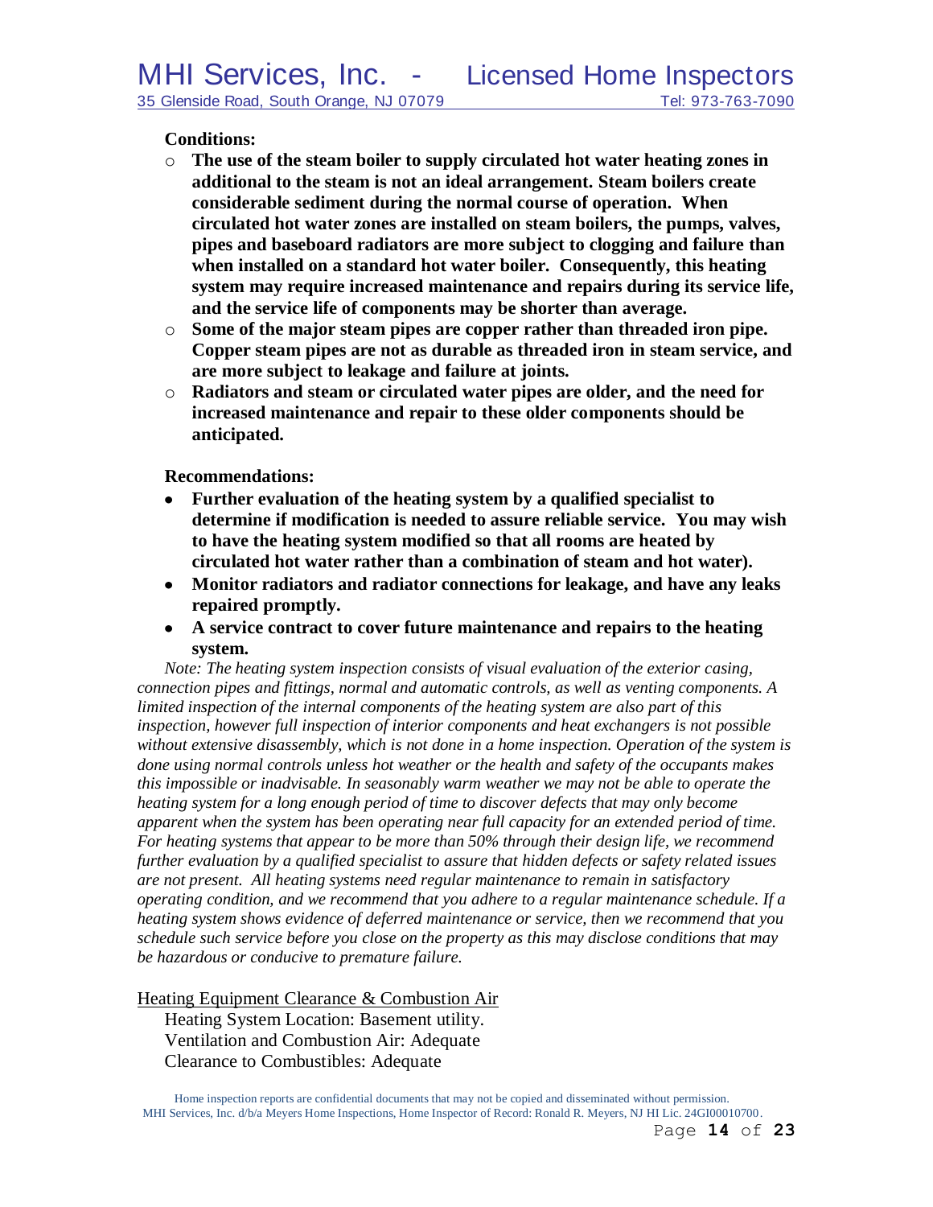**Conditions:**

- **The use of the steam boiler to supply circulated hot water heating zones in additional to the steam is not an ideal arrangement. Steam boilers create considerable sediment during the normal course of operation. When circulated hot water zones are installed on steam boilers, the pumps, valves, pipes and baseboard radiators are more subject to clogging and failure than when installed on a standard hot water boiler. Consequently, this heating system may require increased maintenance and repairs during its service life, and the service life of components may be shorter than average.**
- **Some of the major steam pipes are copper rather than threaded iron pipe. Copper steam pipes are not as durable as threaded iron in steam service, and are more subject to leakage and failure at joints.**
- **Radiators and steam or circulated water pipes are older, and the need for increased maintenance and repair to these older components should be anticipated.**

**Recommendations:**

- **Further evaluation of the heating system by a qualified specialist to determine if modification is needed to assure reliable service. You may wish to have the heating system modified so that all rooms are heated by circulated hot water rather than a combination of steam and hot water).**
- **Monitor radiators and radiator connections for leakage, and have any leaks repaired promptly.**
- **A service contract to cover future maintenance and repairs to the heating system.**

*Note: The heating system inspection consists of visual evaluation of the exterior casing, connection pipes and fittings, normal and automatic controls, as well as venting components. A limited inspection of the internal components of the heating system are also part of this inspection, however full inspection of interior components and heat exchangers is not possible without extensive disassembly, which is not done in a home inspection. Operation of the system is done using normal controls unless hot weather or the health and safety of the occupants makes this impossible or inadvisable. In seasonably warm weather we may not be able to operate the heating system for a long enough period of time to discover defects that may only become apparent when the system has been operating near full capacity for an extended period of time. For heating systems that appear to be more than 50% through their design life, we recommend further evaluation by a qualified specialist to assure that hidden defects or safety related issues are not present. All heating systems need regular maintenance to remain in satisfactory operating condition, and we recommend that you adhere to a regular maintenance schedule. If a heating system shows evidence of deferred maintenance or service, then we recommend that you schedule such service before you close on the property as this may disclose conditions that may be hazardous or conducive to premature failure.*

Heating Equipment Clearance & Combustion Air

Heating System Location: Basement utility.
Ventilation and Combustion Air: Adequate
Clearance to Combustibles: Adequate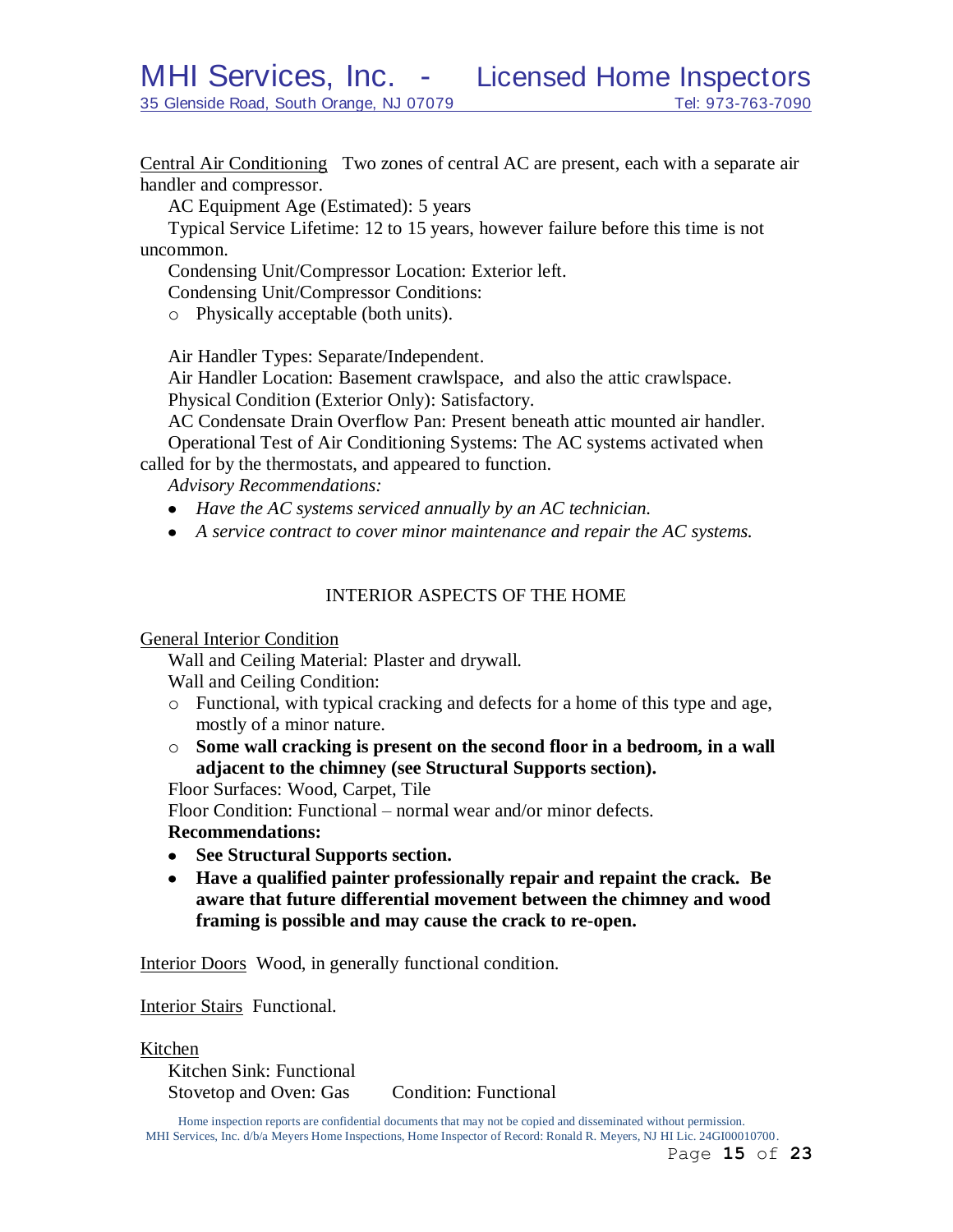Central Air Conditioning  Two zones of central AC are present, each with a separate air handler and compressor.

AC Equipment Age (Estimated): 5 years

Typical Service Lifetime: 12 to 15 years, however failure before this time is not uncommon.

Condensing Unit/Compressor Location: Exterior left.

Condensing Unit/Compressor Conditions:

- Physically acceptable (both units).

Air Handler Types: Separate/Independent.

Air Handler Location: Basement crawlspace,  and also the attic crawlspace.

Physical Condition (Exterior Only): Satisfactory.

AC Condensate Drain Overflow Pan: Present beneath attic mounted air handler.

Operational Test of Air Conditioning Systems: The AC systems activated when called for by the thermostats, and appeared to function.

*Advisory Recommendations:*

- *Have the AC systems serviced annually by an AC technician.*
- *A service contract to cover minor maintenance and repair the AC systems.*

## INTERIOR ASPECTS OF THE HOME

General Interior Condition

Wall and Ceiling Material: Plaster and drywall.

Wall and Ceiling Condition:

- Functional, with typical cracking and defects for a home of this type and age, mostly of a minor nature.
- **Some wall cracking is present on the second floor in a bedroom, in a wall adjacent to the chimney (see Structural Supports section).**

Floor Surfaces: Wood, Carpet, Tile

Floor Condition: Functional – normal wear and/or minor defects.

**Recommendations:**

- **See Structural Supports section.**
- **Have a qualified painter professionally repair and repaint the crack. Be aware that future differential movement between the chimney and wood framing is possible and may cause the crack to re-open.**

Interior Doors  Wood, in generally functional condition.

Interior Stairs  Functional.

Kitchen

Kitchen Sink: Functional

Stovetop and Oven: Gas  Condition: Functional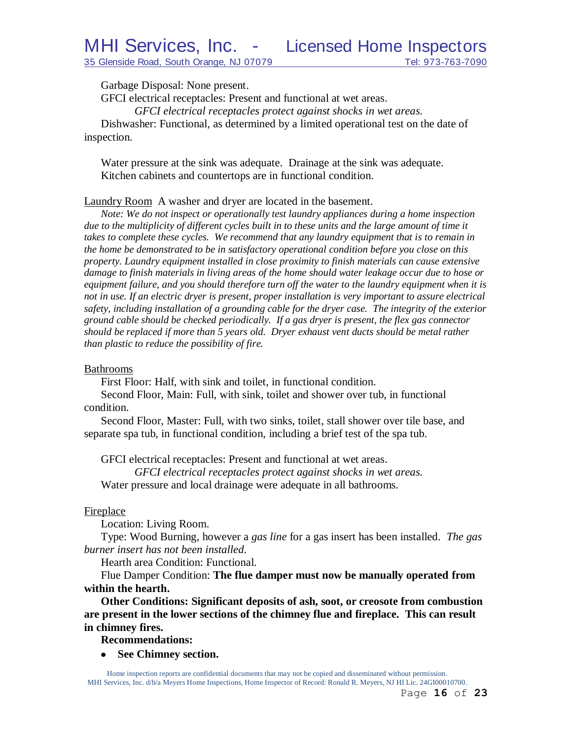Garbage Disposal: None present.

GFCI electrical receptacles: Present and functional at wet areas.

*GFCI electrical receptacles protect against shocks in wet areas.*

Dishwasher: Functional, as determined by a limited operational test on the date of inspection.

Water pressure at the sink was adequate. Drainage at the sink was adequate.

Kitchen cabinets and countertops are in functional condition.

Laundry Room A washer and dryer are located in the basement.

*Note: We do not inspect or operationally test laundry appliances during a home inspection due to the multiplicity of different cycles built in to these units and the large amount of time it takes to complete these cycles. We recommend that any laundry equipment that is to remain in the home be demonstrated to be in satisfactory operational condition before you close on this property. Laundry equipment installed in close proximity to finish materials can cause extensive damage to finish materials in living areas of the home should water leakage occur due to hose or equipment failure, and you should therefore turn off the water to the laundry equipment when it is not in use. If an electric dryer is present, proper installation is very important to assure electrical safety, including installation of a grounding cable for the dryer case. The integrity of the exterior ground cable should be checked periodically. If a gas dryer is present, the flex gas connector should be replaced if more than 5 years old. Dryer exhaust vent ducts should be metal rather than plastic to reduce the possibility of fire.*

Bathrooms

First Floor: Half, with sink and toilet, in functional condition.

Second Floor, Main: Full, with sink, toilet and shower over tub, in functional condition.

Second Floor, Master: Full, with two sinks, toilet, stall shower over tile base, and separate spa tub, in functional condition, including a brief test of the spa tub.

GFCI electrical receptacles: Present and functional at wet areas.

*GFCI electrical receptacles protect against shocks in wet areas.*

Water pressure and local drainage were adequate in all bathrooms.

Fireplace

Location: Living Room.

Type: Wood Burning, however a *gas line* for a gas insert has been installed. *The gas burner insert has not been installed.*

Hearth area Condition: Functional.

Flue Damper Condition: **The flue damper must now be manually operated from within the hearth.**

**Other Conditions: Significant deposits of ash, soot, or creosote from combustion are present in the lower sections of the chimney flue and fireplace. This can result in chimney fires.**

**Recommendations:**

- **See Chimney section.**

Home inspection reports are confidential documents that may not be copied and disseminated without permission.
MHI Services, Inc. d/b/a Meyers Home Inspections, Home Inspector of Record: Ronald R. Meyers, NJ HI Lic. 24GI00010700.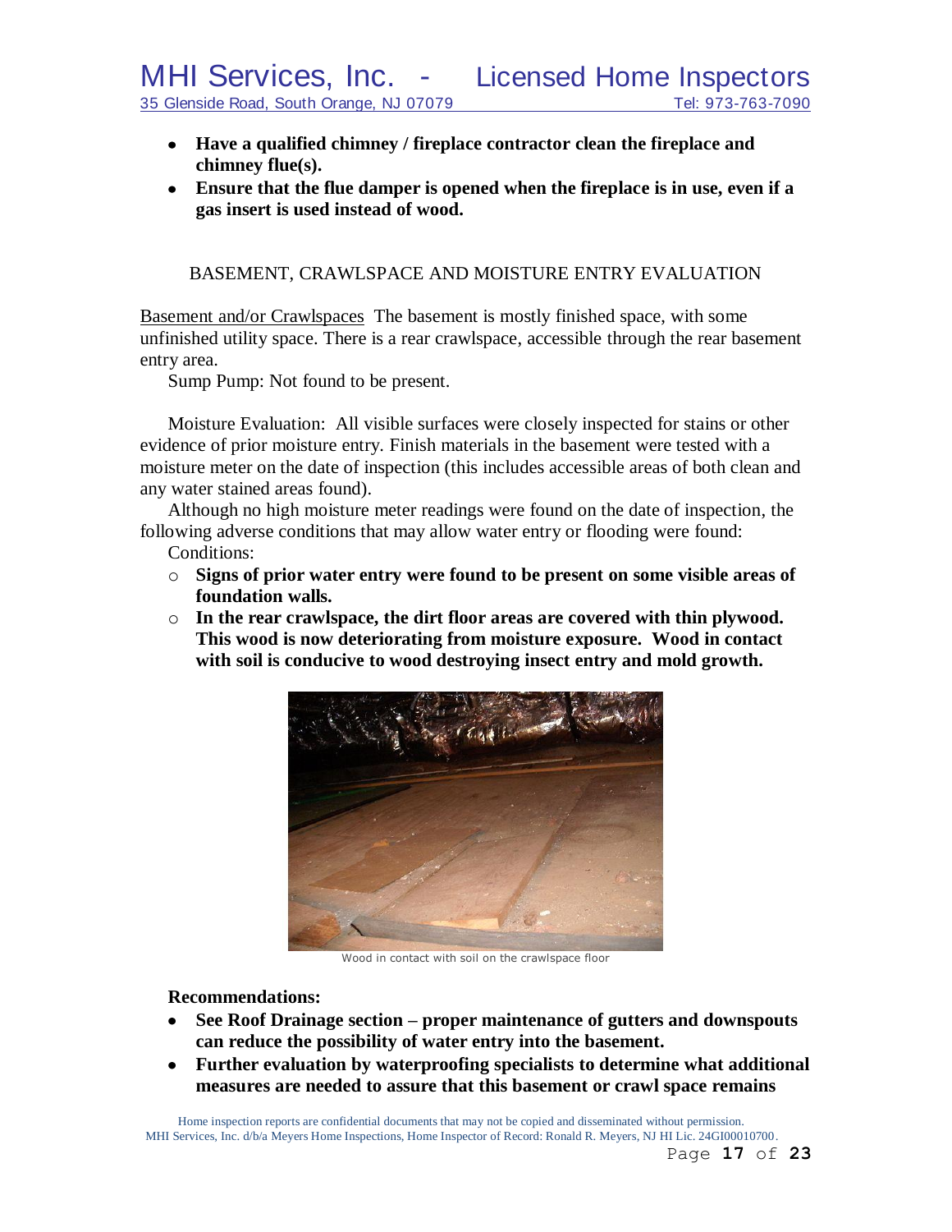- **Have a qualified chimney / fireplace contractor clean the fireplace and chimney flue(s).**
- **Ensure that the flue damper is opened when the fireplace is in use, even if a gas insert is used instead of wood.**

## BASEMENT, CRAWLSPACE AND MOISTURE ENTRY EVALUATION

Basement and/or Crawlspaces The basement is mostly finished space, with some unfinished utility space. There is a rear crawlspace, accessible through the rear basement entry area.

Sump Pump: Not found to be present.

Moisture Evaluation: All visible surfaces were closely inspected for stains or other evidence of prior moisture entry. Finish materials in the basement were tested with a moisture meter on the date of inspection (this includes accessible areas of both clean and any water stained areas found).

Although no high moisture meter readings were found on the date of inspection, the following adverse conditions that may allow water entry or flooding were found:

Conditions:

- **Signs of prior water entry were found to be present on some visible areas of foundation walls.**
- **In the rear crawlspace, the dirt floor areas are covered with thin plywood. This wood is now deteriorating from moisture exposure. Wood in contact with soil is conducive to wood destroying insect entry and mold growth.**

Wood in contact with soil on the crawlspace floor

**Recommendations:**

- **See Roof Drainage section – proper maintenance of gutters and downspouts can reduce the possibility of water entry into the basement.**
- **Further evaluation by waterproofing specialists to determine what additional measures are needed to assure that this basement or crawl space remains**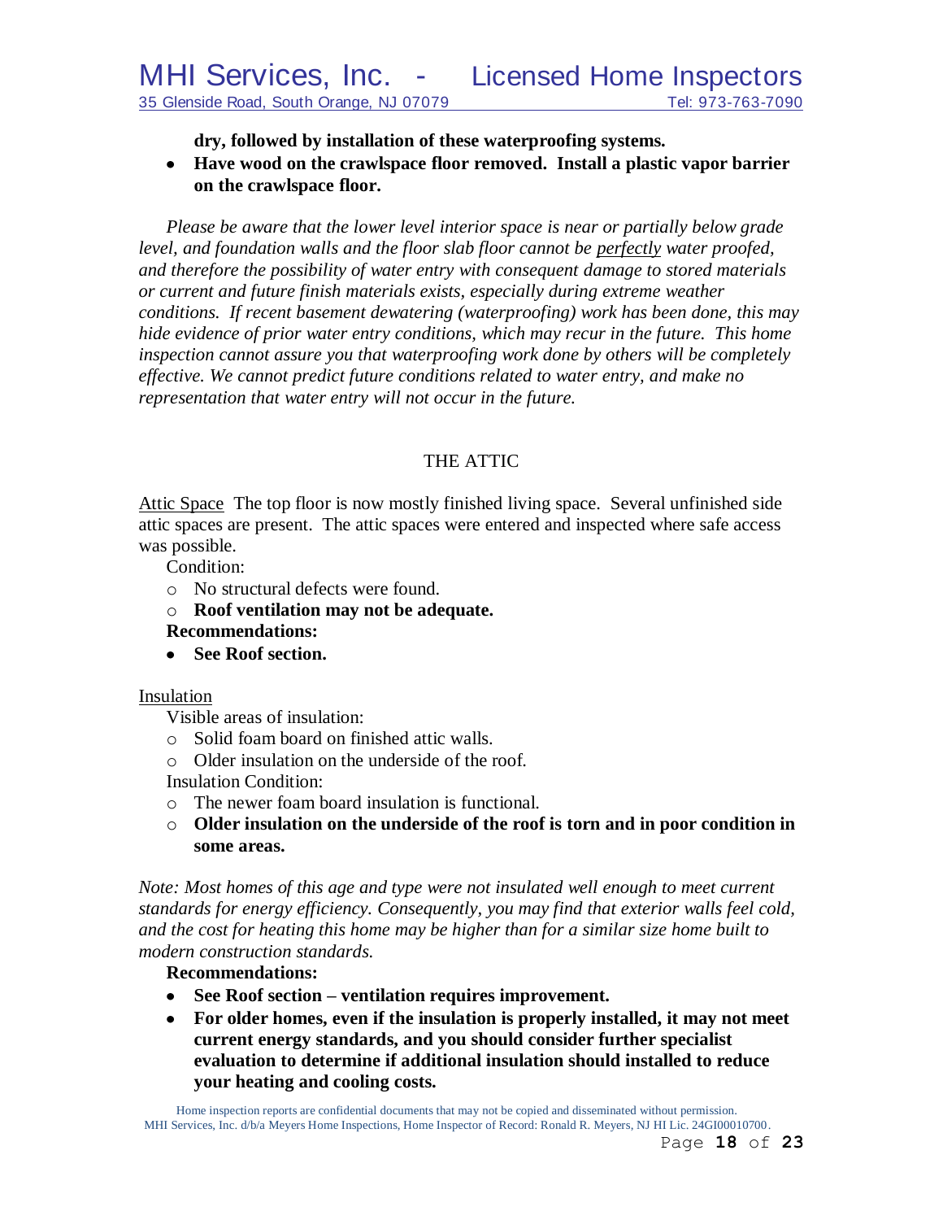**dry, followed by installation of these waterproofing systems.**

- **Have wood on the crawlspace floor removed. Install a plastic vapor barrier on the crawlspace floor.**

*Please be aware that the lower level interior space is near or partially below grade level, and foundation walls and the floor slab floor cannot be perfectly water proofed, and therefore the possibility of water entry with consequent damage to stored materials or current and future finish materials exists, especially during extreme weather conditions. If recent basement dewatering (waterproofing) work has been done, this may hide evidence of prior water entry conditions, which may recur in the future. This home inspection cannot assure you that waterproofing work done by others will be completely effective. We cannot predict future conditions related to water entry, and make no representation that water entry will not occur in the future.*

## THE ATTIC

Attic Space The top floor is now mostly finished living space. Several unfinished side attic spaces are present. The attic spaces were entered and inspected where safe access was possible.

Condition:

- No structural defects were found.
- **Roof ventilation may not be adequate.**

**Recommendations:**

- **See Roof section.**

Insulation

Visible areas of insulation:

- Solid foam board on finished attic walls.
- Older insulation on the underside of the roof.

Insulation Condition:

- The newer foam board insulation is functional.
- **Older insulation on the underside of the roof is torn and in poor condition in some areas.**

*Note: Most homes of this age and type were not insulated well enough to meet current standards for energy efficiency. Consequently, you may find that exterior walls feel cold, and the cost for heating this home may be higher than for a similar size home built to modern construction standards.*

**Recommendations:**

- **See Roof section – ventilation requires improvement.**
- **For older homes, even if the insulation is properly installed, it may not meet current energy standards, and you should consider further specialist evaluation to determine if additional insulation should installed to reduce your heating and cooling costs.**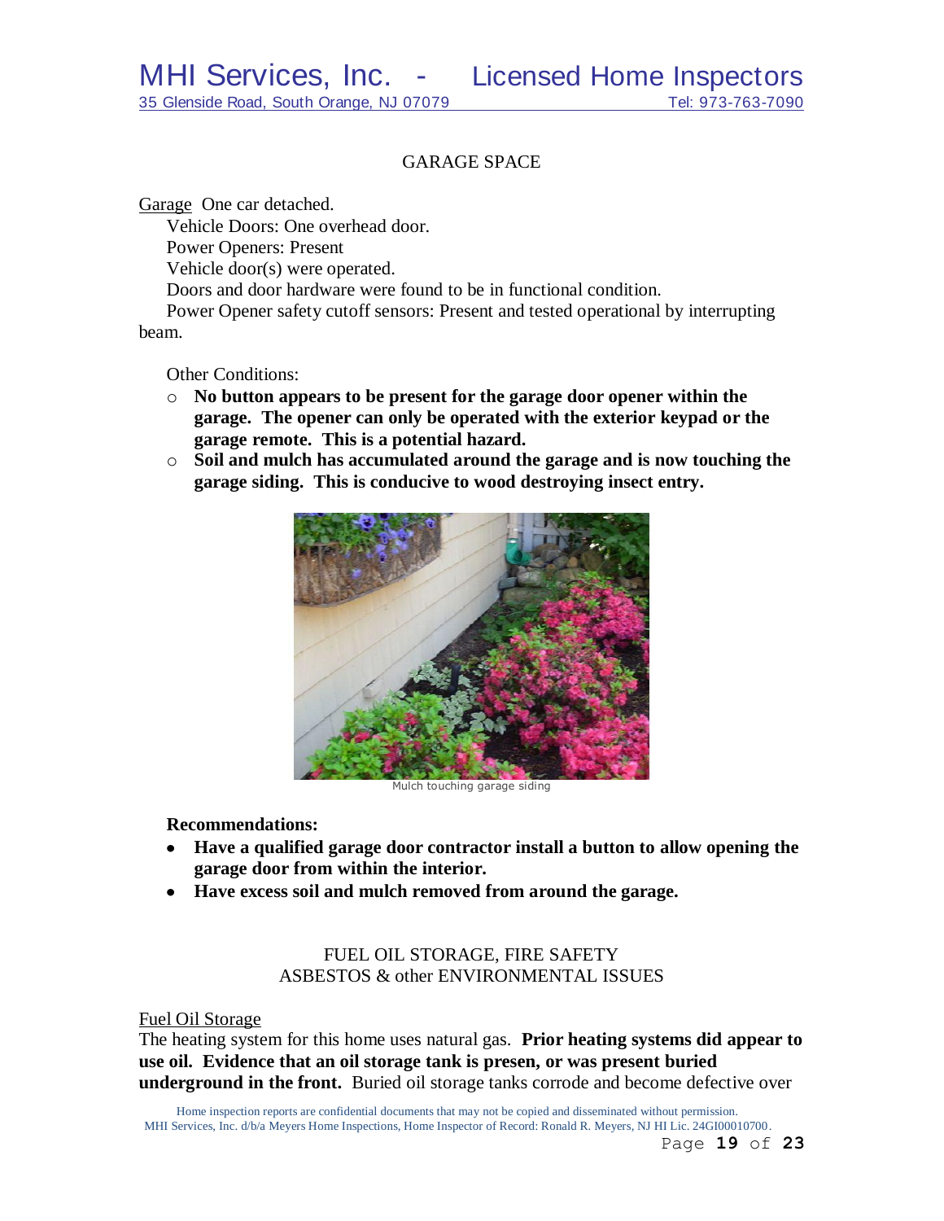## GARAGE SPACE

Garage One car detached.

Vehicle Doors: One overhead door.

Power Openers: Present

Vehicle door(s) were operated.

Doors and door hardware were found to be in functional condition.

Power Opener safety cutoff sensors: Present and tested operational by interrupting beam.

Other Conditions:

- **No button appears to be present for the garage door opener within the garage. The opener can only be operated with the exterior keypad or the garage remote. This is a potential hazard.**
- **Soil and mulch has accumulated around the garage and is now touching the garage siding. This is conducive to wood destroying insect entry.**

Mulch touching garage siding

**Recommendations:**

- **Have a qualified garage door contractor install a button to allow opening the garage door from within the interior.**
- **Have excess soil and mulch removed from around the garage.**

## FUEL OIL STORAGE, FIRE SAFETY ASBESTOS & other ENVIRONMENTAL ISSUES

Fuel Oil Storage

The heating system for this home uses natural gas. **Prior heating systems did appear to use oil. Evidence that an oil storage tank is presen, or was present buried underground in the front.** Buried oil storage tanks corrode and become defective over

Home inspection reports are confidential documents that may not be copied and disseminated without permission.
MHI Services, Inc. d/b/a Meyers Home Inspections, Home Inspector of Record: Ronald R. Meyers, NJ HI Lic. 24GI00010700.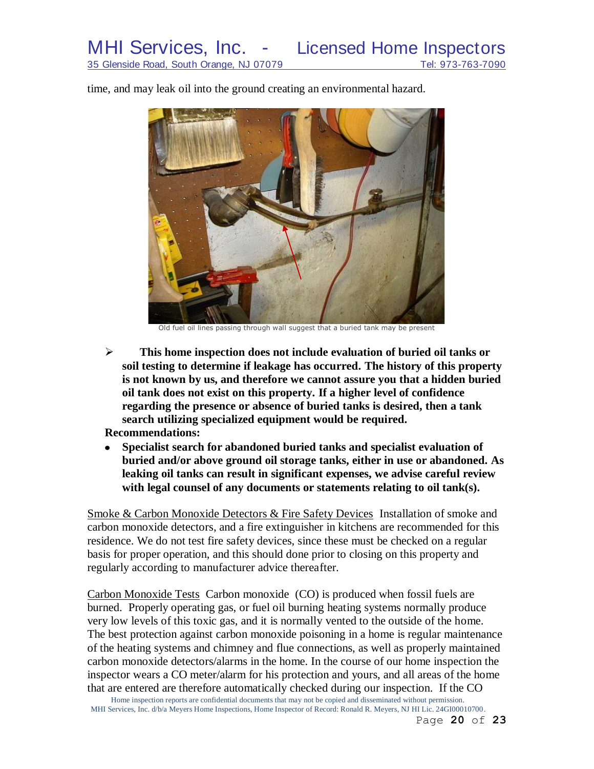time, and may leak oil into the ground creating an environmental hazard.

Old fuel oil lines passing through wall suggest that a buried tank may be present

- **This home inspection does not include evaluation of buried oil tanks or soil testing to determine if leakage has occurred. The history of this property is not known by us, and therefore we cannot assure you that a hidden buried oil tank does not exist on this property. If a higher level of confidence regarding the presence or absence of buried tanks is desired, then a tank search utilizing specialized equipment would be required.**

**Recommendations:**

- **Specialist search for abandoned buried tanks and specialist evaluation of buried and/or above ground oil storage tanks, either in use or abandoned. As leaking oil tanks can result in significant expenses, we advise careful review with legal counsel of any documents or statements relating to oil tank(s).**

Smoke & Carbon Monoxide Detectors & Fire Safety Devices Installation of smoke and carbon monoxide detectors, and a fire extinguisher in kitchens are recommended for this residence. We do not test fire safety devices, since these must be checked on a regular basis for proper operation, and this should done prior to closing on this property and regularly according to manufacturer advice thereafter.

Carbon Monoxide Tests Carbon monoxide (CO) is produced when fossil fuels are burned. Properly operating gas, or fuel oil burning heating systems normally produce very low levels of this toxic gas, and it is normally vented to the outside of the home. The best protection against carbon monoxide poisoning in a home is regular maintenance of the heating systems and chimney and flue connections, as well as properly maintained carbon monoxide detectors/alarms in the home. In the course of our home inspection the inspector wears a CO meter/alarm for his protection and yours, and all areas of the home that are entered are therefore automatically checked during our inspection. If the CO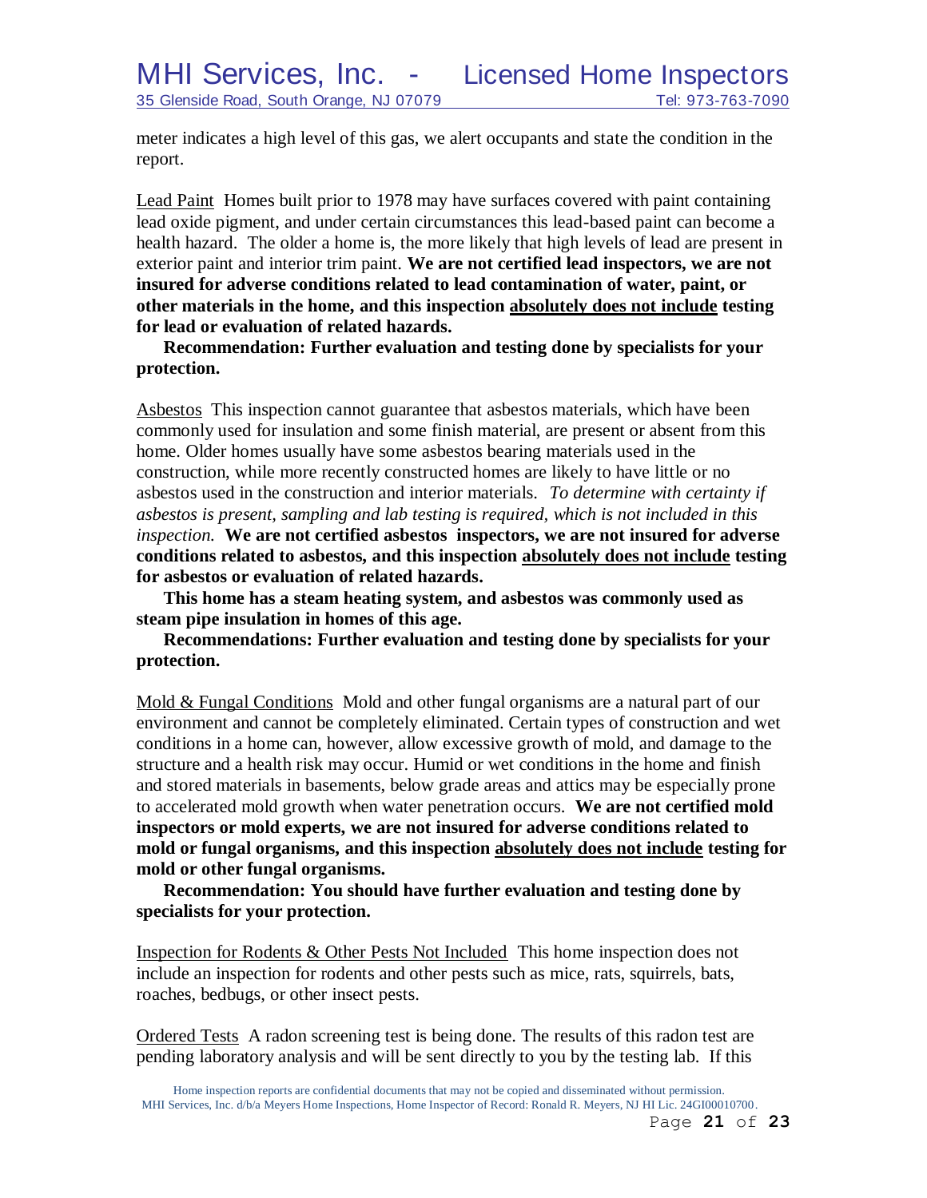meter indicates a high level of this gas, we alert occupants and state the condition in the report.

Lead Paint  Homes built prior to 1978 may have surfaces covered with paint containing lead oxide pigment, and under certain circumstances this lead-based paint can become a health hazard. The older a home is, the more likely that high levels of lead are present in exterior paint and interior trim paint. **We are not certified lead inspectors, we are not insured for adverse conditions related to lead contamination of water, paint, or other materials in the home, and this inspection absolutely does not include testing for lead or evaluation of related hazards.**

**Recommendation: Further evaluation and testing done by specialists for your protection.**

Asbestos  This inspection cannot guarantee that asbestos materials, which have been commonly used for insulation and some finish material, are present or absent from this home. Older homes usually have some asbestos bearing materials used in the construction, while more recently constructed homes are likely to have little or no asbestos used in the construction and interior materials. *To determine with certainty if asbestos is present, sampling and lab testing is required, which is not included in this inspection.* **We are not certified asbestos inspectors, we are not insured for adverse conditions related to asbestos, and this inspection absolutely does not include testing for asbestos or evaluation of related hazards.**

**This home has a steam heating system, and asbestos was commonly used as steam pipe insulation in homes of this age.**

**Recommendations: Further evaluation and testing done by specialists for your protection.**

Mold & Fungal Conditions  Mold and other fungal organisms are a natural part of our environment and cannot be completely eliminated. Certain types of construction and wet conditions in a home can, however, allow excessive growth of mold, and damage to the structure and a health risk may occur. Humid or wet conditions in the home and finish and stored materials in basements, below grade areas and attics may be especially prone to accelerated mold growth when water penetration occurs. **We are not certified mold inspectors or mold experts, we are not insured for adverse conditions related to mold or fungal organisms, and this inspection absolutely does not include testing for mold or other fungal organisms.**

**Recommendation: You should have further evaluation and testing done by specialists for your protection.**

Inspection for Rodents & Other Pests Not Included  This home inspection does not include an inspection for rodents and other pests such as mice, rats, squirrels, bats, roaches, bedbugs, or other insect pests.

Ordered Tests  A radon screening test is being done. The results of this radon test are pending laboratory analysis and will be sent directly to you by the testing lab. If this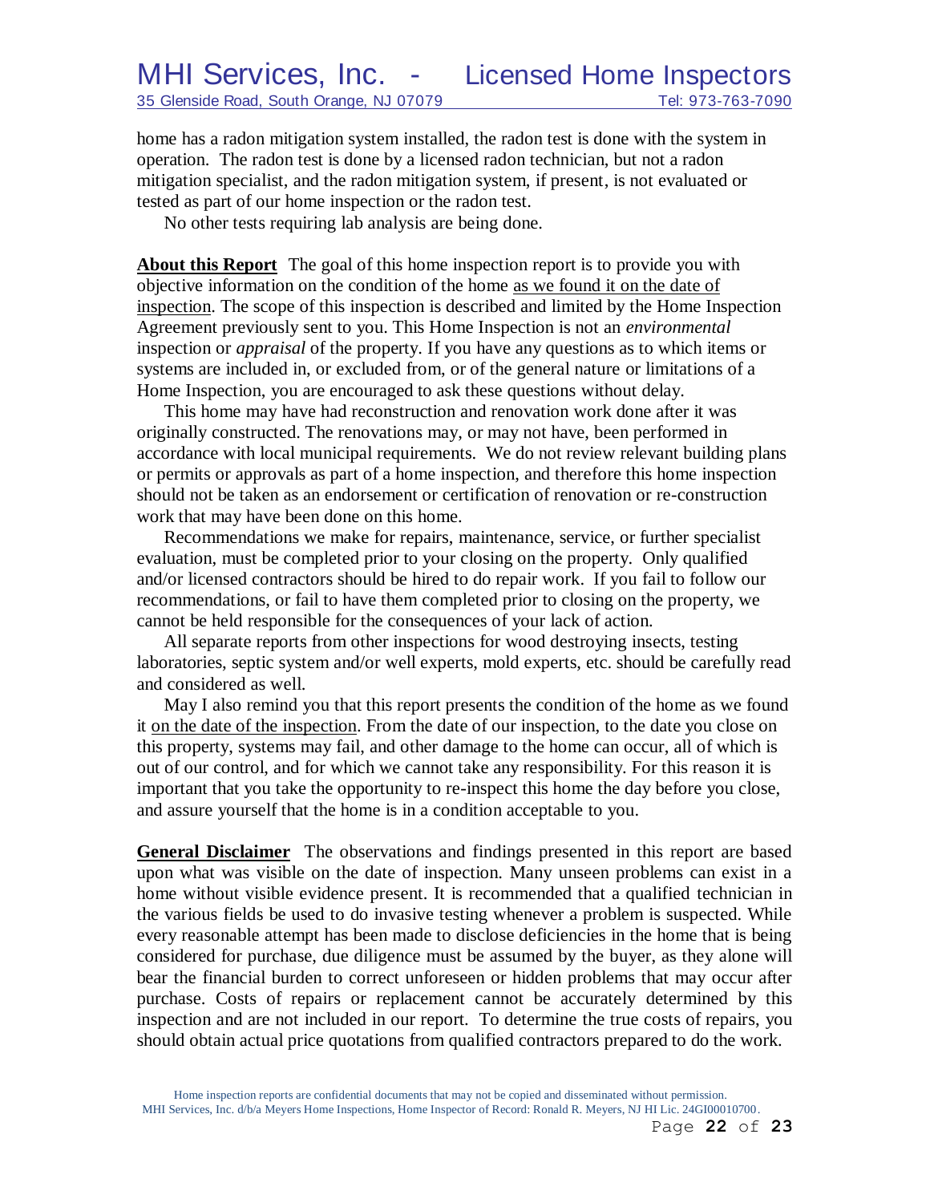home has a radon mitigation system installed, the radon test is done with the system in operation. The radon test is done by a licensed radon technician, but not a radon mitigation specialist, and the radon mitigation system, if present, is not evaluated or tested as part of our home inspection or the radon test.

No other tests requiring lab analysis are being done.

**About this Report** The goal of this home inspection report is to provide you with objective information on the condition of the home as we found it on the date of inspection. The scope of this inspection is described and limited by the Home Inspection Agreement previously sent to you. This Home Inspection is not an *environmental* inspection or *appraisal* of the property. If you have any questions as to which items or systems are included in, or excluded from, or of the general nature or limitations of a Home Inspection, you are encouraged to ask these questions without delay.

This home may have had reconstruction and renovation work done after it was originally constructed. The renovations may, or may not have, been performed in accordance with local municipal requirements. We do not review relevant building plans or permits or approvals as part of a home inspection, and therefore this home inspection should not be taken as an endorsement or certification of renovation or re-construction work that may have been done on this home.

Recommendations we make for repairs, maintenance, service, or further specialist evaluation, must be completed prior to your closing on the property. Only qualified and/or licensed contractors should be hired to do repair work. If you fail to follow our recommendations, or fail to have them completed prior to closing on the property, we cannot be held responsible for the consequences of your lack of action.

All separate reports from other inspections for wood destroying insects, testing laboratories, septic system and/or well experts, mold experts, etc. should be carefully read and considered as well.

May I also remind you that this report presents the condition of the home as we found it on the date of the inspection. From the date of our inspection, to the date you close on this property, systems may fail, and other damage to the home can occur, all of which is out of our control, and for which we cannot take any responsibility. For this reason it is important that you take the opportunity to re-inspect this home the day before you close, and assure yourself that the home is in a condition acceptable to you.

**General Disclaimer** The observations and findings presented in this report are based upon what was visible on the date of inspection. Many unseen problems can exist in a home without visible evidence present. It is recommended that a qualified technician in the various fields be used to do invasive testing whenever a problem is suspected. While every reasonable attempt has been made to disclose deficiencies in the home that is being considered for purchase, due diligence must be assumed by the buyer, as they alone will bear the financial burden to correct unforeseen or hidden problems that may occur after purchase. Costs of repairs or replacement cannot be accurately determined by this inspection and are not included in our report. To determine the true costs of repairs, you should obtain actual price quotations from qualified contractors prepared to do the work.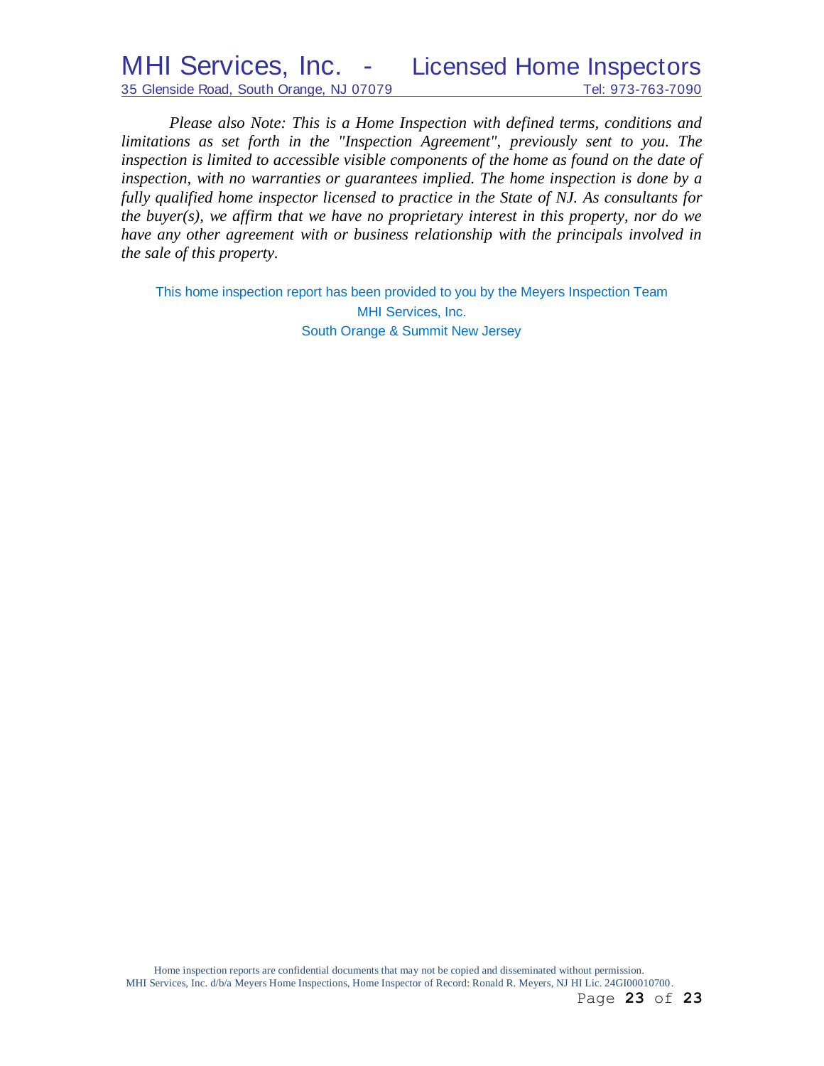*Please also Note: This is a Home Inspection with defined terms, conditions and limitations as set forth in the "Inspection Agreement", previously sent to you. The inspection is limited to accessible visible components of the home as found on the date of inspection, with no warranties or guarantees implied. The home inspection is done by a fully qualified home inspector licensed to practice in the State of NJ. As consultants for the buyer(s), we affirm that we have no proprietary interest in this property, nor do we have any other agreement with or business relationship with the principals involved in the sale of this property.*

This home inspection report has been provided to you by the Meyers Inspection Team
MHI Services, Inc.
South Orange & Summit New Jersey